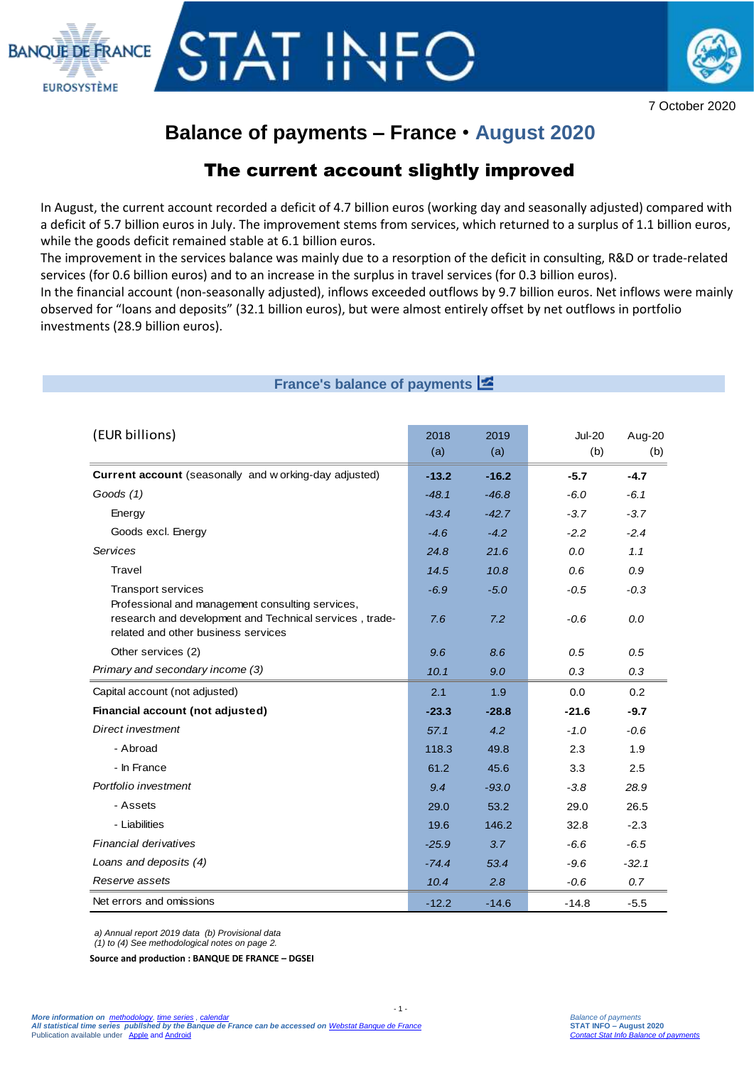7 October 2020

# Balance of payments – France • August 2020

## The current account slightly improved

In August, the current account recorded a deficit of 4.7 billion euros (working day and seasonally adjusted) compared with a deficit of 5.7 billion euros in July. The improvement stems from services, which returned to a surplus of 1.1 billion euros, while the goods deficit remained stable at 6.1 billion euros.

The improvement in the services balance was mainly due to a resorption of the deficit in consulting, R&D or trade-related services (for 0.6 billion euros) and to an increase in the surplus in travel services (for 0.3 billion euros).

In the financial account (non-seasonally adjusted), inflows exceeded outflows by 9.7 billion euros. Net inflows were mainly observed for “loans and deposits” (32.1 billion euros), but were almost entirely offset by net outflows in portfolio investments (28.9 billion euros).

### France's balance of payments

| (EUR billions) | 2018 (a) | 2019 (a) | Jul-20 (b) | Aug-20 (b) |
|---|---|---|---|---|
| **Current account** (seasonally and working-day adjusted) | **-13.2** | **-16.2** | **-5.7** | **-4.7** |
| *Goods (1)* | *-48.1* | *-46.8* | *-6.0* | *-6.1* |
| Energy | *-43.4* | *-42.7* | *-3.7* | *-3.7* |
| Goods excl. Energy | *-4.6* | *-4.2* | *-2.2* | *-2.4* |
| *Services* | *24.8* | *21.6* | *0.0* | *1.1* |
| Travel | *14.5* | *10.8* | *0.6* | *0.9* |
| Transport services | *-6.9* | *-5.0* | *-0.5* | *-0.3* |
| Professional and management consulting services, research and development and Technical services , trade-related and other business services | *7.6* | *7.2* | *-0.6* | *0.0* |
| Other services (2) | *9.6* | *8.6* | *0.5* | *0.5* |
| *Primary and secondary income (3)* | *10.1* | *9.0* | *0.3* | *0.3* |
| Capital account (not adjusted) | 2.1 | 1.9 | 0.0 | 0.2 |
| **Financial account (not adjusted)** | **-23.3** | **-28.8** | **-21.6** | **-9.7** |
| *Direct investment* | *57.1* | *4.2* | *-1.0* | *-0.6* |
| - Abroad | 118.3 | 49.8 | 2.3 | 1.9 |
| - In France | 61.2 | 45.6 | 3.3 | 2.5 |
| *Portfolio investment* | *9.4* | *-93.0* | *-3.8* | *28.9* |
| - Assets | 29.0 | 53.2 | 29.0 | 26.5 |
| - Liabilities | 19.6 | 146.2 | 32.8 | -2.3 |
| *Financial derivatives* | *-25.9* | *3.7* | *-6.6* | *-6.5* |
| *Loans and deposits (4)* | *-74.4* | *53.4* | *-9.6* | *-32.1* |
| *Reserve assets* | *10.4* | *2.8* | *-0.6* | *0.7* |
| Net errors and omissions | -12.2 | -14.6 | -14.8 | -5.5 |

*a) Annual report 2019 data (b) Provisional data*
*(1) to (4) See methodological notes on page 2.*

**Source and production : BANQUE DE FRANCE – DGSEI**

*More information on methodology, time series , calendar*
***All statistical time series published by the Banque de France can be accessed on** Webstat Banque de France*
Publication available under Apple and Android

*Balance of payments*
**STAT INFO – August 2020**
*Contact Stat Info Balance of payments*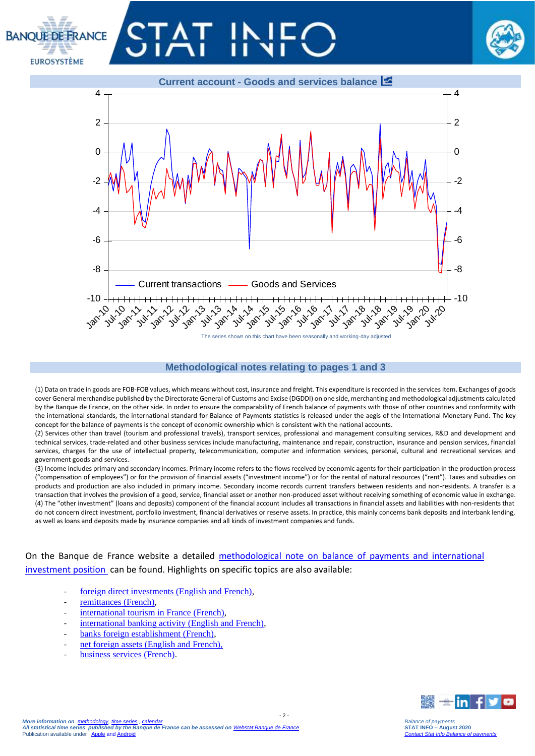## Current account - Goods and services balance

Current transactions — Goods and Services

The series shown on this chart have been seasonally and working-day adjusted

## Methodological notes relating to pages 1 and 3

(1) Data on trade in goods are FOB-FOB values, which means without cost, insurance and freight. This expenditure is recorded in the services item. Exchanges of goods cover General merchandise published by the Directorate General of Customs and Excise (DGDDI) on one side, merchanting and methodological adjustments calculated by the Banque de France, on the other side. In order to ensure the comparability of French balance of payments with those of other countries and conformity with the international standards, the international standard for Balance of Payments statistics is released under the aegis of the International Monetary Fund. The key concept for the balance of payments is the concept of economic ownership which is consistent with the national accounts.

(2) Services other than travel (tourism and professional travels), transport services, professional and management consulting services, R&D and development and technical services, trade-related and other business services include manufacturing, maintenance and repair, construction, insurance and pension services, financial services, charges for the use of intellectual property, telecommunication, computer and information services, personal, cultural and recreational services and government goods and services.

(3) Income includes primary and secondary incomes. Primary income refers to the flows received by economic agents for their participation in the production process ("compensation of employees") or for the provision of financial assets ("investment income") or for the rental of natural resources ("rent"). Taxes and subsidies on products and production are also included in primary income. Secondary income records current transfers between residents and non-residents. A transfer is a transaction that involves the provision of a good, service, financial asset or another non-produced asset without receiving something of economic value in exchange.

(4) The "other investment" (loans and deposits) component of the financial account includes all transactions in financial assets and liabilities with non-residents that do not concern direct investment, portfolio investment, financial derivatives or reserve assets. In practice, this mainly concerns bank deposits and interbank lending, as well as loans and deposits made by insurance companies and all kinds of investment companies and funds.

On the Banque de France website a detailed methodological note on balance of payments and international investment position can be found. Highlights on specific topics are also available:

- foreign direct investments (English and French),
- remittances (French),
- international tourism in France (French),
- international banking activity (English and French),
- banks foreign establishment (French),
- net foreign assets (English and French),
- business services (French).

*More information on methodology, time series, calendar*
*All statistical time series published by the Banque de France can be accessed on Webstat Banque de France*
Publication available under Apple and Android

*Balance of payments*
**STAT INFO – August 2020**
*Contact Stat Info Balance of payments*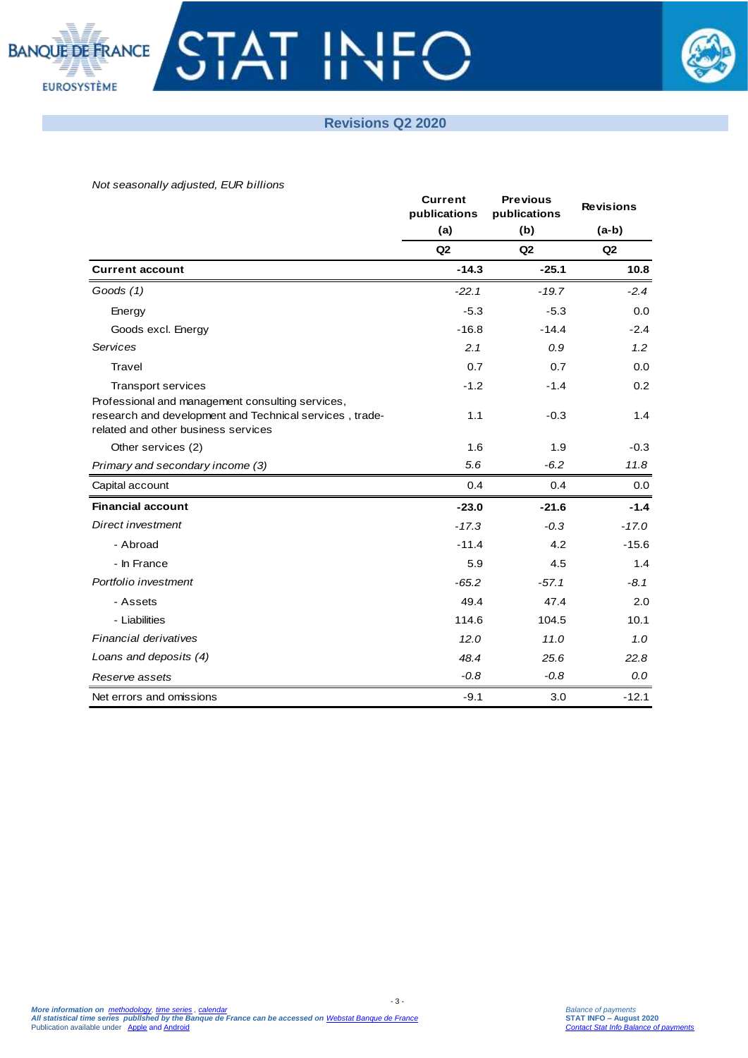## Revisions Q2 2020

*Not seasonally adjusted, EUR billions*

| | Current publications (a) | Previous publications (b) | Revisions (a-b) |
|---|---|---|---|
| | Q2 | Q2 | Q2 |
| **Current account** | **-14.3** | **-25.1** | **10.8** |
| *Goods (1)* | *-22.1* | *-19.7* | *-2.4* |
| Energy | -5.3 | -5.3 | 0.0 |
| Goods excl. Energy | -16.8 | -14.4 | -2.4 |
| *Services* | *2.1* | *0.9* | *1.2* |
| Travel | 0.7 | 0.7 | 0.0 |
| Transport services | -1.2 | -1.4 | 0.2 |
| Professional and management consulting services, research and development and Technical services , trade-related and other business services | 1.1 | -0.3 | 1.4 |
| Other services (2) | 1.6 | 1.9 | -0.3 |
| *Primary and secondary income (3)* | *5.6* | *-6.2* | *11.8* |
| Capital account | 0.4 | 0.4 | 0.0 |
| **Financial account** | **-23.0** | **-21.6** | **-1.4** |
| *Direct investment* | *-17.3* | *-0.3* | *-17.0* |
| - Abroad | -11.4 | 4.2 | -15.6 |
| - In France | 5.9 | 4.5 | 1.4 |
| *Portfolio investment* | *-65.2* | *-57.1* | *-8.1* |
| - Assets | 49.4 | 47.4 | 2.0 |
| - Liabilities | 114.6 | 104.5 | 10.1 |
| *Financial derivatives* | *12.0* | *11.0* | *1.0* |
| *Loans and deposits (4)* | *48.4* | *25.6* | *22.8* |
| *Reserve assets* | *-0.8* | *-0.8* | *0.0* |
| Net errors and omissions | -9.1 | 3.0 | -12.1 |

*More information on methodology, time series , calendar*
*All statistical time series published by the Banque de France can be accessed on Webstat Banque de France*
Publication available under Apple and Android

*Balance of payments*
**STAT INFO – August 2020**
*Contact Stat Info Balance of payments*